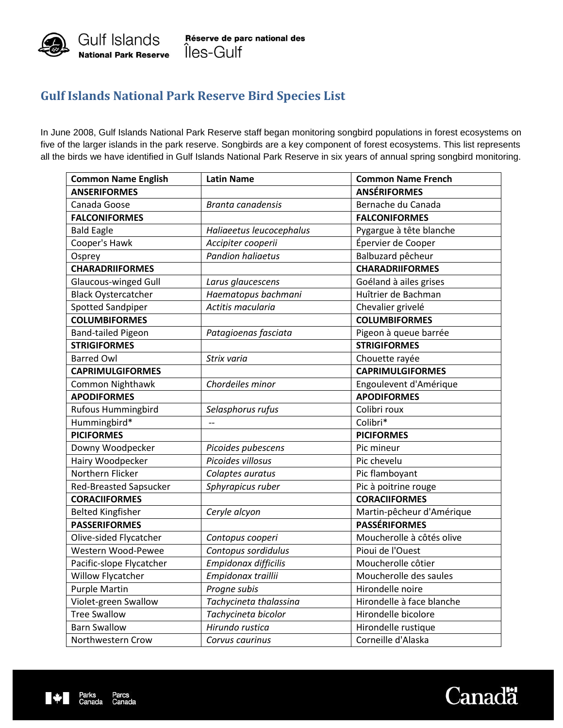Gulf Islands National Park Reserve — Réserve de parc national des Îles-Gulf

# Gulf Islands National Park Reserve Bird Species List

In June 2008, Gulf Islands National Park Reserve staff began monitoring songbird populations in forest ecosystems on five of the larger islands in the park reserve. Songbirds are a key component of forest ecosystems. This list represents all the birds we have identified in Gulf Islands National Park Reserve in six years of annual spring songbird monitoring.

| Common Name English | Latin Name | Common Name French |
|---|---|---|
| **ANSERIFORMES** | | **ANSÉRIFORMES** |
| Canada Goose | *Branta canadensis* | Bernache du Canada |
| **FALCONIFORMES** | | **FALCONIFORMES** |
| Bald Eagle | *Haliaeetus leucocephalus* | Pygargue à tête blanche |
| Cooper's Hawk | *Accipiter cooperii* | Épervier de Cooper |
| Osprey | *Pandion haliaetus* | Balbuzard pêcheur |
| **CHARADRIIFORMES** | | **CHARADRIIFORMES** |
| Glaucous-winged Gull | *Larus glaucescens* | Goéland à ailes grises |
| Black Oystercatcher | *Haematopus bachmani* | Huîtrier de Bachman |
| Spotted Sandpiper | *Actitis macularia* | Chevalier grivelé |
| **COLUMBIFORMES** | | **COLUMBIFORMES** |
| Band-tailed Pigeon | *Patagioenas fasciata* | Pigeon à queue barrée |
| **STRIGIFORMES** | | **STRIGIFORMES** |
| Barred Owl | *Strix varia* | Chouette rayée |
| **CAPRIMULGIFORMES** | | **CAPRIMULGIFORMES** |
| Common Nighthawk | *Chordeiles minor* | Engoulevent d'Amérique |
| **APODIFORMES** | | **APODIFORMES** |
| Rufous Hummingbird | *Selasphorus rufus* | Colibri roux |
| Hummingbird* | -- | Colibri* |
| **PICIFORMES** | | **PICIFORMES** |
| Downy Woodpecker | *Picoides pubescens* | Pic mineur |
| Hairy Woodpecker | *Picoides villosus* | Pic chevelu |
| Northern Flicker | *Colaptes auratus* | Pic flamboyant |
| Red-Breasted Sapsucker | *Sphyrapicus ruber* | Pic à poitrine rouge |
| **CORACIIFORMES** | | **CORACIIFORMES** |
| Belted Kingfisher | *Ceryle alcyon* | Martin-pêcheur d'Amérique |
| **PASSERIFORMES** | | **PASSÉRIFORMES** |
| Olive-sided Flycatcher | *Contopus cooperi* | Moucherolle à côtés olive |
| Western Wood-Pewee | *Contopus sordidulus* | Pioui de l'Ouest |
| Pacific-slope Flycatcher | *Empidonax difficilis* | Moucherolle côtier |
| Willow Flycatcher | *Empidonax traillii* | Moucherolle des saules |
| Purple Martin | *Progne subis* | Hirondelle noire |
| Violet-green Swallow | *Tachycineta thalassina* | Hirondelle à face blanche |
| Tree Swallow | *Tachycineta bicolor* | Hirondelle bicolore |
| Barn Swallow | *Hirundo rustica* | Hirondelle rustique |
| Northwestern Crow | *Corvus caurinus* | Corneille d'Alaska |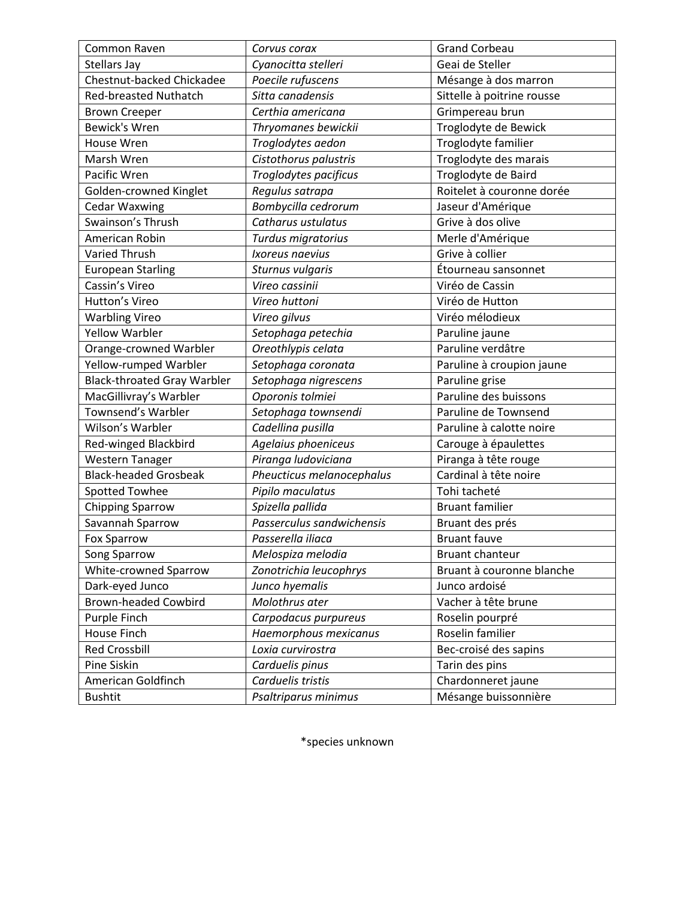| | | |
|---|---|---|
| Common Raven | *Corvus corax* | Grand Corbeau |
| Stellars Jay | *Cyanocitta stelleri* | Geai de Steller |
| Chestnut-backed Chickadee | *Poecile rufuscens* | Mésange à dos marron |
| Red-breasted Nuthatch | *Sitta canadensis* | Sittelle à poitrine rousse |
| Brown Creeper | *Certhia americana* | Grimpereau brun |
| Bewick's Wren | *Thryomanes bewickii* | Troglodyte de Bewick |
| House Wren | *Troglodytes aedon* | Troglodyte familier |
| Marsh Wren | *Cistothorus palustris* | Troglodyte des marais |
| Pacific Wren | *Troglodytes pacificus* | Troglodyte de Baird |
| Golden-crowned Kinglet | *Regulus satrapa* | Roitelet à couronne dorée |
| Cedar Waxwing | *Bombycilla cedrorum* | Jaseur d'Amérique |
| Swainson's Thrush | *Catharus ustulatus* | Grive à dos olive |
| American Robin | *Turdus migratorius* | Merle d'Amérique |
| Varied Thrush | *Ixoreus naevius* | Grive à collier |
| European Starling | *Sturnus vulgaris* | Étourneau sansonnet |
| Cassin's Vireo | *Vireo cassinii* | Viréo de Cassin |
| Hutton's Vireo | *Vireo huttoni* | Viréo de Hutton |
| Warbling Vireo | *Vireo gilvus* | Viréo mélodieux |
| Yellow Warbler | *Setophaga petechia* | Paruline jaune |
| Orange-crowned Warbler | *Oreothlypis celata* | Paruline verdâtre |
| Yellow-rumped Warbler | *Setophaga coronata* | Paruline à croupion jaune |
| Black-throated Gray Warbler | *Setophaga nigrescens* | Paruline grise |
| MacGillivray's Warbler | *Oporonis tolmiei* | Paruline des buissons |
| Townsend's Warbler | *Setophaga townsendi* | Paruline de Townsend |
| Wilson's Warbler | *Cadellina pusilla* | Paruline à calotte noire |
| Red-winged Blackbird | *Agelaius phoeniceus* | Carouge à épaulettes |
| Western Tanager | *Piranga ludoviciana* | Piranga à tête rouge |
| Black-headed Grosbeak | *Pheucticus melanocephalus* | Cardinal à tête noire |
| Spotted Towhee | *Pipilo maculatus* | Tohi tacheté |
| Chipping Sparrow | *Spizella pallida* | Bruant familier |
| Savannah Sparrow | *Passerculus sandwichensis* | Bruant des prés |
| Fox Sparrow | *Passerella iliaca* | Bruant fauve |
| Song Sparrow | *Melospiza melodia* | Bruant chanteur |
| White-crowned Sparrow | *Zonotrichia leucophrys* | Bruant à couronne blanche |
| Dark-eyed Junco | *Junco hyemalis* | Junco ardoisé |
| Brown-headed Cowbird | *Molothrus ater* | Vacher à tête brune |
| Purple Finch | *Carpodacus purpureus* | Roselin pourpré |
| House Finch | *Haemorphous mexicanus* | Roselin familier |
| Red Crossbill | *Loxia curvirostra* | Bec-croisé des sapins |
| Pine Siskin | *Carduelis pinus* | Tarin des pins |
| American Goldfinch | *Carduelis tristis* | Chardonneret jaune |
| Bushtit | *Psaltriparus minimus* | Mésange buissonnière |

*species unknown